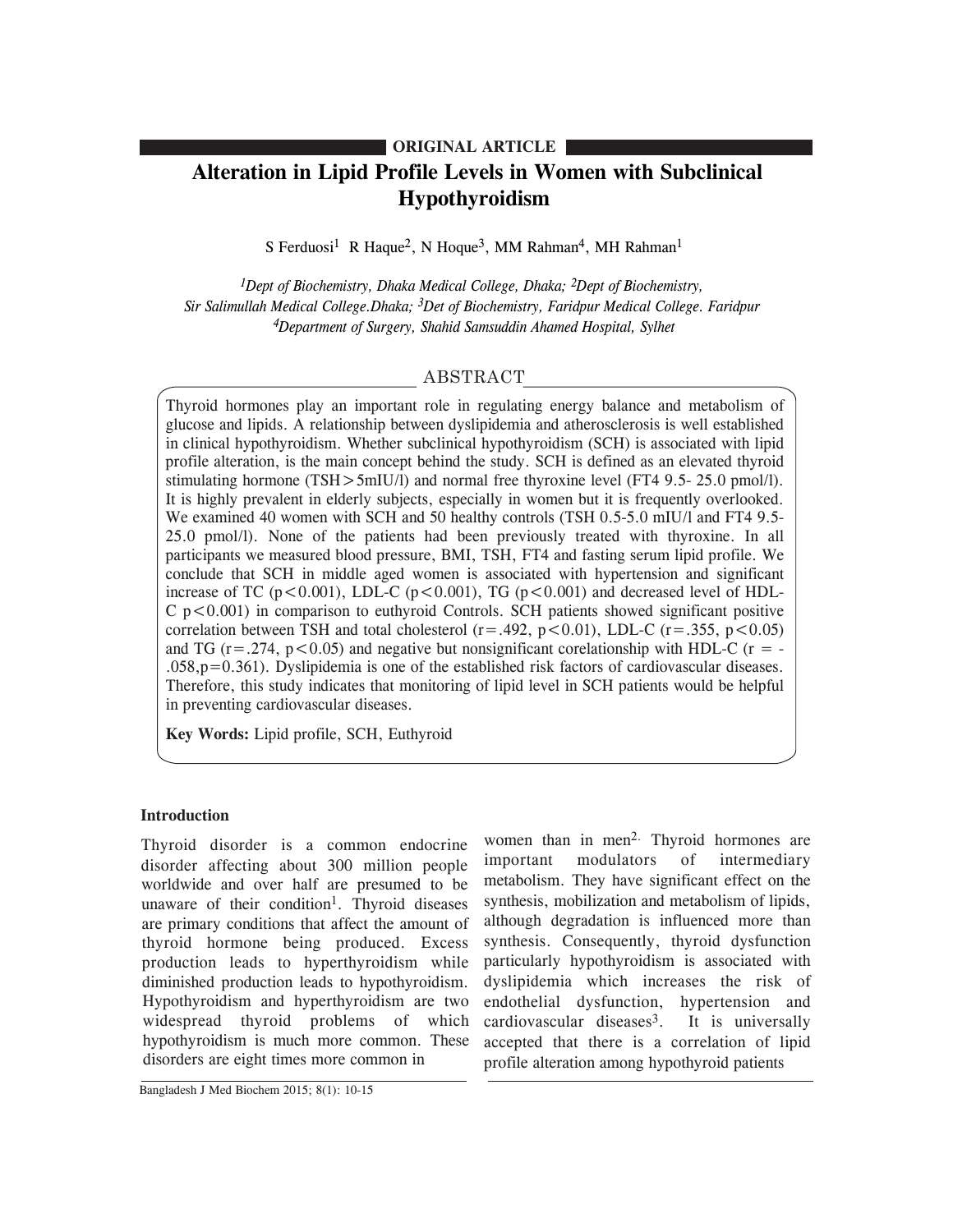ORIGINAL ARTICLE

# Alteration in Lipid Profile Levels in Women with Subclinical Hypothyroidism

S Ferduosi[1] R Haque[2], N Hoque[3], MM Rahman[4], MH Rahman[1]

*[1]Dept of Biochemistry, Dhaka Medical College, Dhaka; [2]Dept of Biochemistry, Sir Salimullah Medical College.Dhaka; [3]Det of Biochemistry, Faridpur Medical College. Faridpur [4]Department of Surgery, Shahid Samsuddin Ahamed Hospital, Sylhet*

## ABSTRACT

Thyroid hormones play an important role in regulating energy balance and metabolism of glucose and lipids. A relationship between dyslipidemia and atherosclerosis is well established in clinical hypothyroidism. Whether subclinical hypothyroidism (SCH) is associated with lipid profile alteration, is the main concept behind the study. SCH is defined as an elevated thyroid stimulating hormone (TSH > 5mIU/l) and normal free thyroxine level (FT4 9.5- 25.0 pmol/l). It is highly prevalent in elderly subjects, especially in women but it is frequently overlooked. We examined 40 women with SCH and 50 healthy controls (TSH 0.5-5.0 mIU/l and FT4 9.5-25.0 pmol/l). None of the patients had been previously treated with thyroxine. In all participants we measured blood pressure, BMI, TSH, FT4 and fasting serum lipid profile. We conclude that SCH in middle aged women is associated with hypertension and significant increase of TC ($p<0.001$), LDL-C ($p<0.001$), TG ($p<0.001$) and decreased level of HDL-C $p<0.001$) in comparison to euthyroid Controls. SCH patients showed significant positive correlation between TSH and total cholesterol ($r=.492$, $p<0.01$), LDL-C ($r=.355$, $p<0.05$) and TG ($r=.274$, $p<0.05$) and negative but nonsignificant corelationship with HDL-C ($r = -.058, p=0.361$). Dyslipidemia is one of the established risk factors of cardiovascular diseases. Therefore, this study indicates that monitoring of lipid level in SCH patients would be helpful in preventing cardiovascular diseases.

**Key Words:** Lipid profile, SCH, Euthyroid

### Introduction

Thyroid disorder is a common endocrine disorder affecting about 300 million people worldwide and over half are presumed to be unaware of their condition[1]. Thyroid diseases are primary conditions that affect the amount of thyroid hormone being produced. Excess production leads to hyperthyroidism while diminished production leads to hypothyroidism. Hypothyroidism and hyperthyroidism are two widespread thyroid problems of which hypothyroidism is much more common. These disorders are eight times more common in women than in men[2]. Thyroid hormones are important modulators of intermediary metabolism. They have significant effect on the synthesis, mobilization and metabolism of lipids, although degradation is influenced more than synthesis. Consequently, thyroid dysfunction particularly hypothyroidism is associated with dyslipidemia which increases the risk of endothelial dysfunction, hypertension and cardiovascular diseases[3]. It is universally accepted that there is a correlation of lipid profile alteration among hypothyroid patients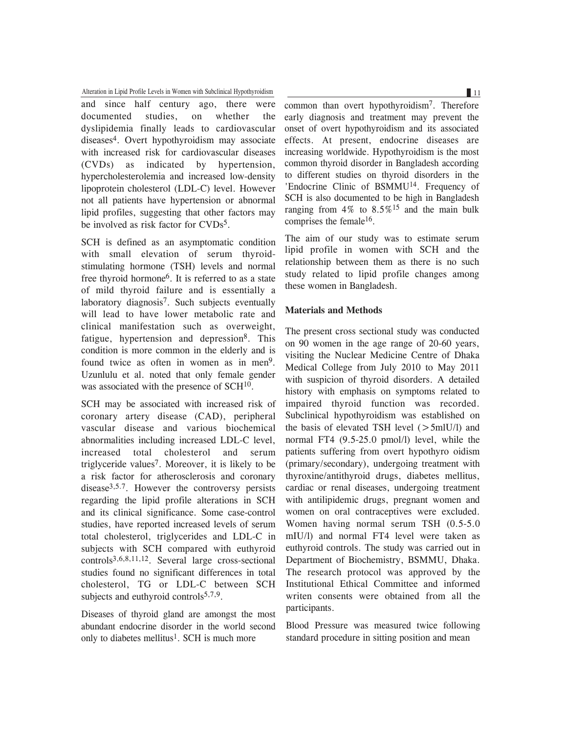and since half century ago, there were documented studies, on whether the dyslipidemia finally leads to cardiovascular diseases[4]. Overt hypothyroidism may associate with increased risk for cardiovascular diseases (CVDs) as indicated by hypertension, hypercholesterolemia and increased low-density lipoprotein cholesterol (LDL-C) level. However not all patients have hypertension or abnormal lipid profiles, suggesting that other factors may be involved as risk factor for CVDs[5].

SCH is defined as an asymptomatic condition with small elevation of serum thyroid-stimulating hormone (TSH) levels and normal free thyroid hormone[6]. It is referred to as a state of mild thyroid failure and is essentially a laboratory diagnosis[7]. Such subjects eventually will lead to have lower metabolic rate and clinical manifestation such as overweight, fatigue, hypertension and depression[8]. This condition is more common in the elderly and is found twice as often in women as in men[9]. Uzunlulu et al. noted that only female gender was associated with the presence of SCH[10].

SCH may be associated with increased risk of coronary artery disease (CAD), peripheral vascular disease and various biochemical abnormalities including increased LDL-C level, increased total cholesterol and serum triglyceride values[7]. Moreover, it is likely to be a risk factor for atherosclerosis and coronary disease[3,5,7]. However the controversy persists regarding the lipid profile alterations in SCH and its clinical significance. Some case-control studies, have reported increased levels of serum total cholesterol, triglycerides and LDL-C in subjects with SCH compared with euthyroid controls[3,6,8,11,12]. Several large cross-sectional studies found no significant differences in total cholesterol, TG or LDL-C between SCH subjects and euthyroid controls[5,7,9].

Diseases of thyroid gland are amongst the most abundant endocrine disorder in the world second only to diabetes mellitus[1]. SCH is much more common than overt hypothyroidism[7]. Therefore early diagnosis and treatment may prevent the onset of overt hypothyroidism and its associated effects. At present, endocrine diseases are increasing worldwide. Hypothyroidism is the most common thyroid disorder in Bangladesh according to different studies on thyroid disorders in the 'Endocrine Clinic of BSMMU[14]. Frequency of SCH is also documented to be high in Bangladesh ranging from 4% to 8.5%[15] and the main bulk comprises the female[16].

The aim of our study was to estimate serum lipid profile in women with SCH and the relationship between them as there is no such study related to lipid profile changes among these women in Bangladesh.

## Materials and Methods

The present cross sectional study was conducted on 90 women in the age range of 20-60 years, visiting the Nuclear Medicine Centre of Dhaka Medical College from July 2010 to May 2011 with suspicion of thyroid disorders. A detailed history with emphasis on symptoms related to impaired thyroid function was recorded. Subclinical hypothyroidism was established on the basis of elevated TSH level (>5mIU/l) and normal FT4 (9.5-25.0 pmol/l) level, while the patients suffering from overt hypothyro oidism (primary/secondary), undergoing treatment with thyroxine/antithyroid drugs, diabetes mellitus, cardiac or renal diseases, undergoing treatment with antilipidemic drugs, pregnant women and women on oral contraceptives were excluded. Women having normal serum TSH (0.5-5.0 mIU/l) and normal FT4 level were taken as euthyroid controls. The study was carried out in Department of Biochemistry, BSMMU, Dhaka. The research protocol was approved by the Institutional Ethical Committee and informed writen consents were obtained from all the participants.

Blood Pressure was measured twice following standard procedure in sitting position and mean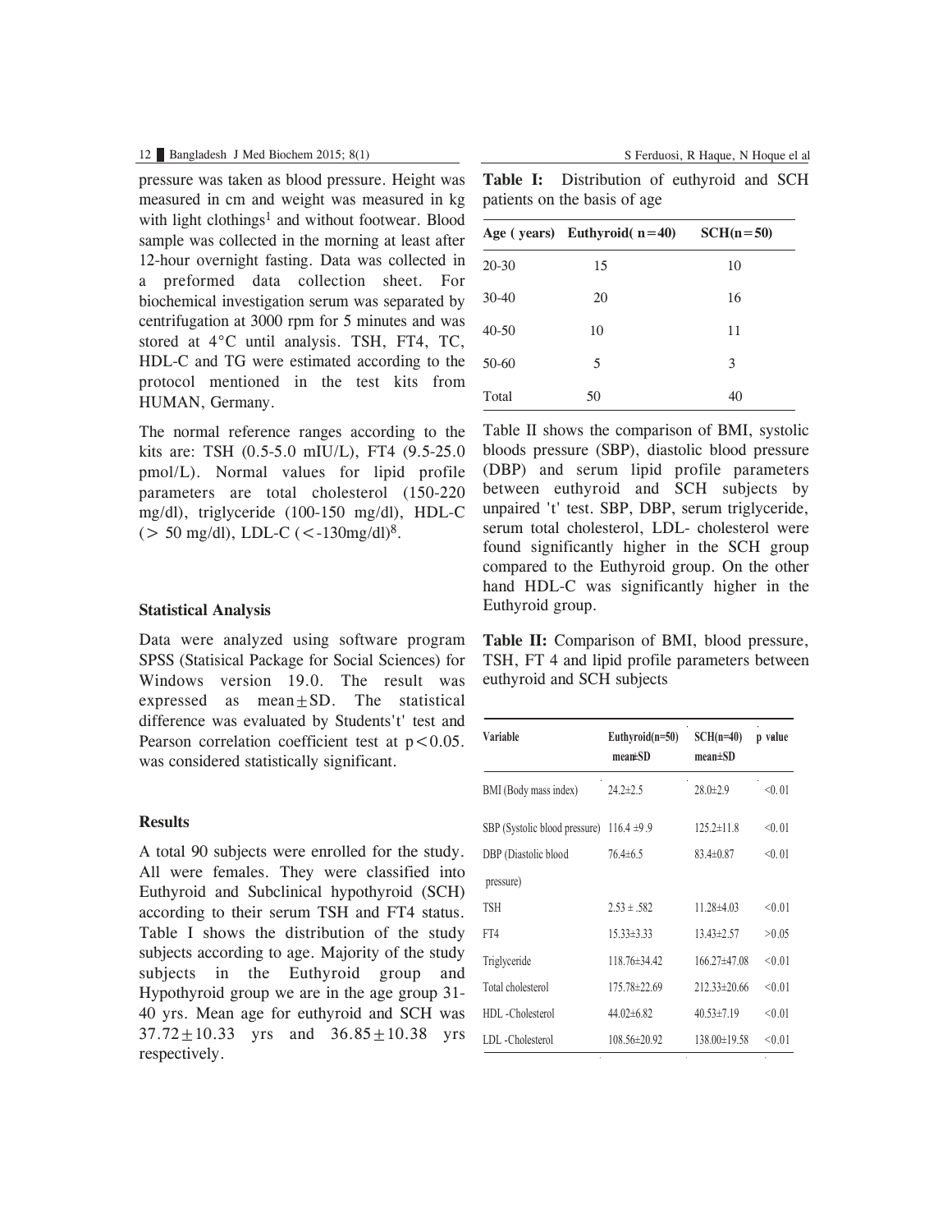pressure was taken as blood pressure. Height was measured in cm and weight was measured in kg with light clothings[1] and without footwear. Blood sample was collected in the morning at least after 12-hour overnight fasting. Data was collected in a preformed data collection sheet. For biochemical investigation serum was separated by centrifugation at 3000 rpm for 5 minutes and was stored at 4°C until analysis. TSH, FT4, TC, HDL-C and TG were estimated according to the protocol mentioned in the test kits from HUMAN, Germany.

The normal reference ranges according to the kits are: TSH (0.5-5.0 mIU/L), FT4 (9.5-25.0 pmol/L). Normal values for lipid profile parameters are total cholesterol (150-220 mg/dl), triglyceride (100-150 mg/dl), HDL-C (> 50 mg/dl), LDL-C (<-130mg/dl)[8].

### Statistical Analysis

Data were analyzed using software program SPSS (Statisical Package for Social Sciences) for Windows version 19.0. The result was expressed as mean±SD. The statistical difference was evaluated by Students't' test and Pearson correlation coefficient test at $p<0.05$. was considered statistically significant.

### Results

A total 90 subjects were enrolled for the study. All were females. They were classified into Euthyroid and Subclinical hypothyroid (SCH) according to their serum TSH and FT4 status. Table I shows the distribution of the study subjects according to age. Majority of the study subjects in the Euthyroid group and Hypothyroid group we are in the age group 31-40 yrs. Mean age for euthyroid and SCH was 37.72±10.33 yrs and 36.85±10.38 yrs respectively.

**Table I:** Distribution of euthyroid and SCH patients on the basis of age

| Age ( years) | Euthyroid( n=40) | SCH(n=50) |
|---|---|---|
| 20-30 | 15 | 10 |
| 30-40 | 20 | 16 |
| 40-50 | 10 | 11 |
| 50-60 | 5 | 3 |
| Total | 50 | 40 |

Table II shows the comparison of BMI, systolic bloods pressure (SBP), diastolic blood pressure (DBP) and serum lipid profile parameters between euthyroid and SCH subjects by unpaired 't' test. SBP, DBP, serum triglyceride, serum total cholesterol, LDL- cholesterol were found significantly higher in the SCH group compared to the Euthyroid group. On the other hand HDL-C was significantly higher in the Euthyroid group.

**Table II:** Comparison of BMI, blood pressure, TSH, FT 4 and lipid profile parameters between euthyroid and SCH subjects

| Variable | Euthyroid(n=50) mean±SD | SCH(n=40) mean±SD | p value |
|---|---|---|---|
| BMI (Body mass index) | 24.2±2.5 | 28.0±2.9 | <0.01 |
| SBP (Systolic blood pressure) | 116.4 ±9 .9 | 125.2±11.8 | <0.01 |
| DBP (Diastolic blood pressure) | 76.4±6.5 | 83.4±0.87 | <0.01 |
| TSH | 2.53 ± .582 | 11.28±4.03 | <0.01 |
| FT4 | 15.33±3.33 | 13.43±2.57 | >0.05 |
| Triglyceride | 118.76±34.42 | 166.27±47.08 | <0.01 |
| Total cholesterol | 175.78±22.69 | 212.33±20.66 | <0.01 |
| HDL -Cholesterol | 44.02±6.82 | 40.53±7.19 | <0.01 |
| LDL -Cholesterol | 108.56±20.92 | 138.00±19.58 | <0.01 |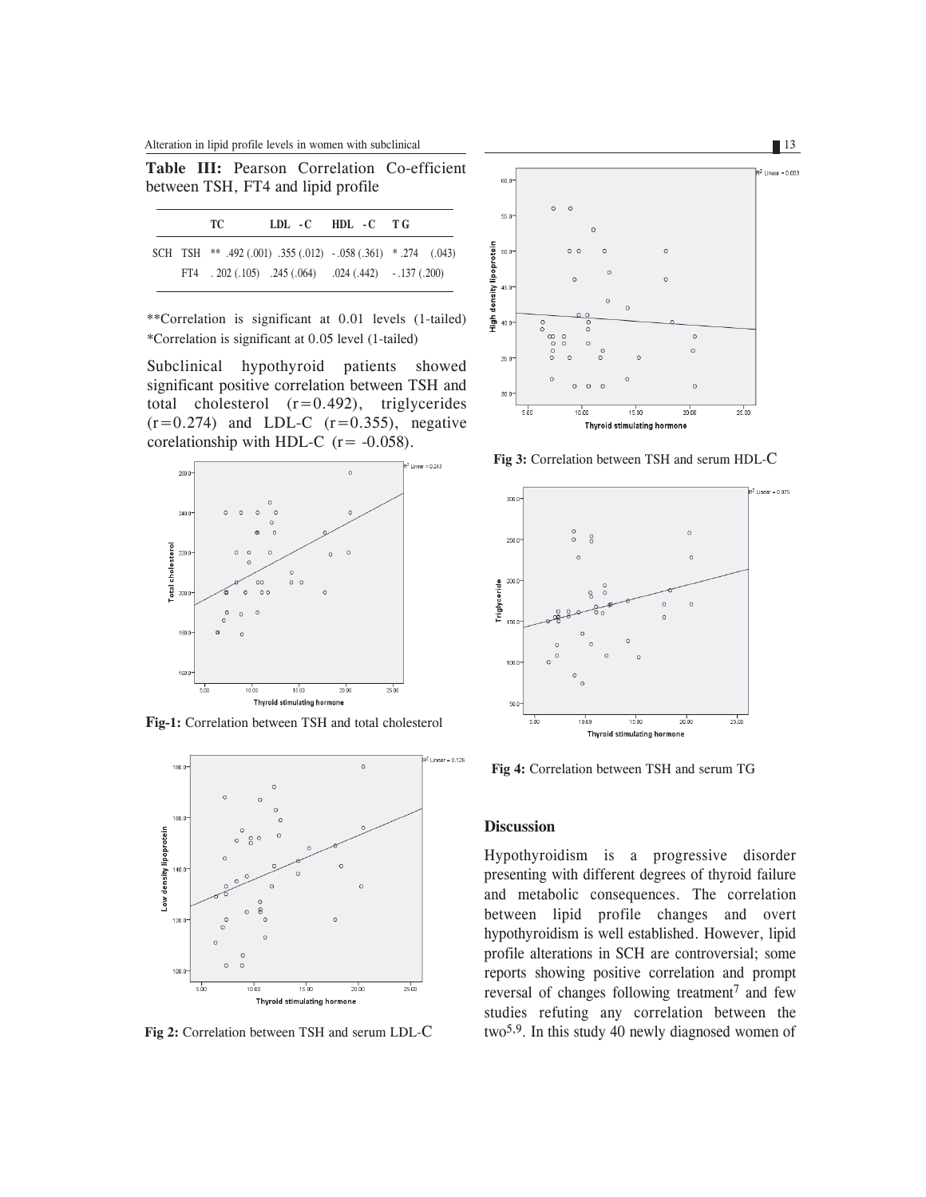**Table III:** Pearson Correlation Co-efficient between TSH, FT4 and lipid profile

| | | TC | LDL -C | HDL -C | TG |
|---|---|---|---|---|---|
| SCH | TSH | ** .492 (.001) | .355 (.012) | -.058 (.361) | * .274 (.043) |
| | FT4 | .202 (.105) | .245 (.064) | .024 (.442) | -.137 (.200) |

**Correlation is significant at 0.01 levels (1-tailed)
*Correlation is significant at 0.05 level (1-tailed)

Subclinical hypothyroid patients showed significant positive correlation between TSH and total cholesterol ($r=0.492$), triglycerides ($r=0.274$) and LDL-C ($r=0.355$), negative corelationship with HDL-C ($r= -0.058$).

**Fig-1:** Correlation between TSH and total cholesterol

**Fig 2:** Correlation between TSH and serum LDL-C

**Fig 3:** Correlation between TSH and serum HDL-C

**Fig 4:** Correlation between TSH and serum TG

## Discussion

Hypothyroidism is a progressive disorder presenting with different degrees of thyroid failure and metabolic consequences. The correlation between lipid profile changes and overt hypothyroidism is well established. However, lipid profile alterations in SCH are controversial; some reports showing positive correlation and prompt reversal of changes following treatment[7] and few studies refuting any correlation between the two[5,9]. In this study 40 newly diagnosed women of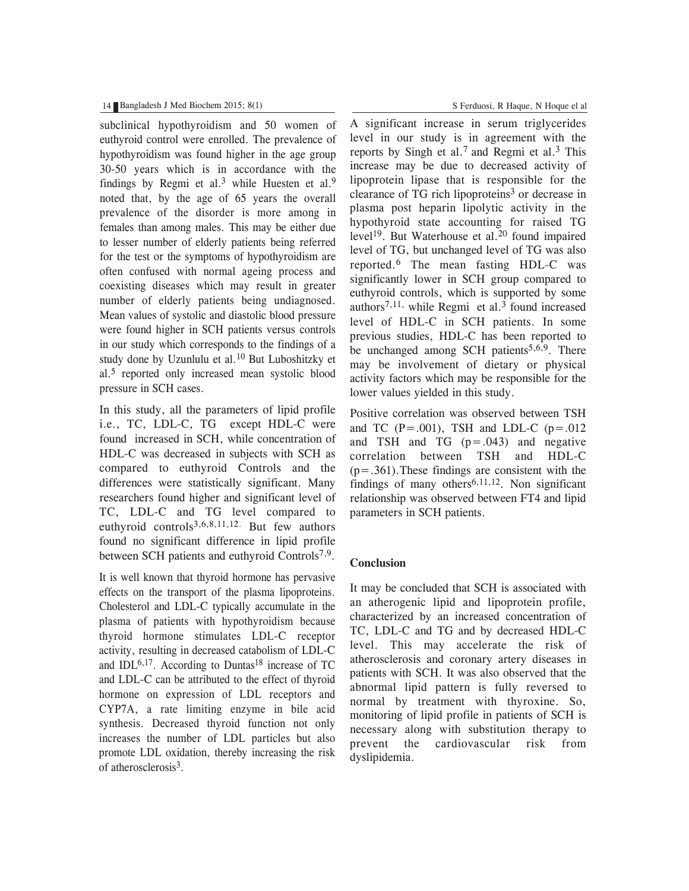subclinical hypothyroidism and 50 women of euthyroid control were enrolled. The prevalence of hypothyroidism was found higher in the age group 30-50 years which is in accordance with the findings by Regmi et al.[3] while Huesten et al.[9] noted that, by the age of 65 years the overall prevalence of the disorder is more among in females than among males. This may be either due to lesser number of elderly patients being referred for the test or the symptoms of hypothyroidism are often confused with normal ageing process and coexisting diseases which may result in greater number of elderly patients being undiagnosed. Mean values of systolic and diastolic blood pressure were found higher in SCH patients versus controls in our study which corresponds to the findings of a study done by Uzunlulu et al.[10] But Luboshitzky et al.[5] reported only increased mean systolic blood pressure in SCH cases.

In this study, all the parameters of lipid profile i.e., TC, LDL-C, TG except HDL-C were found increased in SCH, while concentration of HDL-C was decreased in subjects with SCH as compared to euthyroid Controls and the differences were statistically significant. Many researchers found higher and significant level of TC, LDL-C and TG level compared to euthyroid controls[3,6,8,11,12]. But few authors found no significant difference in lipid profile between SCH patients and euthyroid Controls[7,9].

It is well known that thyroid hormone has pervasive effects on the transport of the plasma lipoproteins. Cholesterol and LDL-C typically accumulate in the plasma of patients with hypothyroidism because thyroid hormone stimulates LDL-C receptor activity, resulting in decreased catabolism of LDL-C and IDL[6,17]. According to Duntas[18] increase of TC and LDL-C can be attributed to the effect of thyroid hormone on expression of LDL receptors and CYP7A, a rate limiting enzyme in bile acid synthesis. Decreased thyroid function not only increases the number of LDL particles but also promote LDL oxidation, thereby increasing the risk of atherosclerosis[3].

A significant increase in serum triglycerides level in our study is in agreement with the reports by Singh et al.[7] and Regmi et al.[3] This increase may be due to decreased activity of lipoprotein lipase that is responsible for the clearance of TG rich lipoproteins[3] or decrease in plasma post heparin lipolytic activity in the hypothyroid state accounting for raised TG level[19]. But Waterhouse et al.[20] found impaired level of TG, but unchanged level of TG was also reported.[6] The mean fasting HDL-C was significantly lower in SCH group compared to euthyroid controls, which is supported by some authors[7,11,] while Regmi et al.[3] found increased level of HDL-C in SCH patients. In some previous studies, HDL-C has been reported to be unchanged among SCH patients[5,6,9]. There may be involvement of dietary or physical activity factors which may be responsible for the lower values yielded in this study.

Positive correlation was observed between TSH and TC ($P=.001$), TSH and LDL-C ($p=.012$ and TSH and TG ($p=.043$) and negative correlation between TSH and HDL-C ($p=.361$).These findings are consistent with the findings of many others[6,11,12]. Non significant relationship was observed between FT4 and lipid parameters in SCH patients.

## Conclusion

It may be concluded that SCH is associated with an atherogenic lipid and lipoprotein profile, characterized by an increased concentration of TC, LDL-C and TG and by decreased HDL-C level. This may accelerate the risk of atherosclerosis and coronary artery diseases in patients with SCH. It was also observed that the abnormal lipid pattern is fully reversed to normal by treatment with thyroxine. So, monitoring of lipid profile in patients of SCH is necessary along with substitution therapy to prevent the cardiovascular risk from dyslipidemia.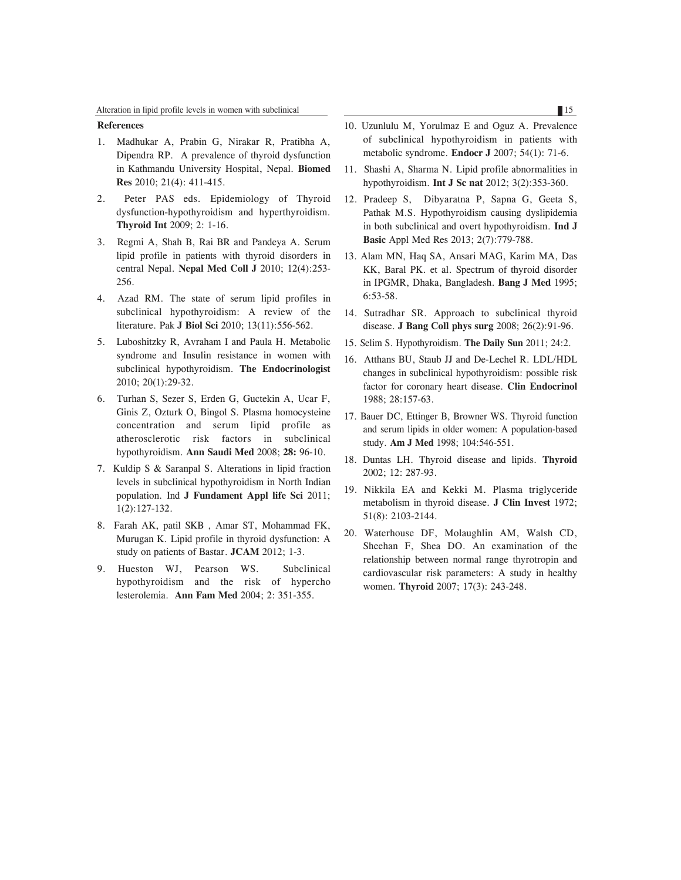**References**

1. Madhukar A, Prabin G, Nirakar R, Pratibha A, Dipendra RP. A prevalence of thyroid dysfunction in Kathmandu University Hospital, Nepal. **Biomed Res** 2010; 21(4): 411-415.
2. Peter PAS eds. Epidemiology of Thyroid dysfunction-hypothyroidism and hyperthyroidism. **Thyroid Int** 2009; 2: 1-16.
3. Regmi A, Shah B, Rai BR and Pandeya A. Serum lipid profile in patients with thyroid disorders in central Nepal. **Nepal Med Coll J** 2010; 12(4):253-256.
4. Azad RM. The state of serum lipid profiles in subclinical hypothyroidism: A review of the literature. Pak **J Biol Sci** 2010; 13(11):556-562.
5. Luboshitzky R, Avraham I and Paula H. Metabolic syndrome and Insulin resistance in women with subclinical hypothyroidism. **The Endocrinologist** 2010; 20(1):29-32.
6. Turhan S, Sezer S, Erden G, Guctekin A, Ucar F, Ginis Z, Ozturk O, Bingol S. Plasma homocysteine concentration and serum lipid profile as atherosclerotic risk factors in subclinical hypothyroidism. **Ann Saudi Med** 2008; **28:** 96-10.
7. Kuldip S & Saranpal S. Alterations in lipid fraction levels in subclinical hypothyroidism in North Indian population. Ind **J Fundament Appl life Sci** 2011; 1(2):127-132.
8. Farah AK, patil SKB , Amar ST, Mohammad FK, Murugan K. Lipid profile in thyroid dysfunction: A study on patients of Bastar. **JCAM** 2012; 1-3.
9. Hueston WJ, Pearson WS. Subclinical hypothyroidism and the risk of hypercho lesterolemia. **Ann Fam Med** 2004; 2: 351-355.
10. Uzunlulu M, Yorulmaz E and Oguz A. Prevalence of subclinical hypothyroidism in patients with metabolic syndrome. **Endocr J** 2007; 54(1): 71-6.
11. Shashi A, Sharma N. Lipid profile abnormalities in hypothyroidism. **Int J Sc nat** 2012; 3(2):353-360.
12. Pradeep S, Dibyaratna P, Sapna G, Geeta S, Pathak M.S. Hypothyroidism causing dyslipidemia in both subclinical and overt hypothyroidism. **Ind J Basic** Appl Med Res 2013; 2(7):779-788.
13. Alam MN, Haq SA, Ansari MAG, Karim MA, Das KK, Baral PK. et al. Spectrum of thyroid disorder in IPGMR, Dhaka, Bangladesh. **Bang J Med** 1995; 6:53-58.
14. Sutradhar SR. Approach to subclinical thyroid disease. **J Bang Coll phys surg** 2008; 26(2):91-96.
15. Selim S. Hypothyroidism. **The Daily Sun** 2011; 24:2.
16. Atthans BU, Staub JJ and De-Lechel R. LDL/HDL changes in subclinical hypothyroidism: possible risk factor for coronary heart disease. **Clin Endocrinol** 1988; 28:157-63.
17. Bauer DC, Ettinger B, Browner WS. Thyroid function and serum lipids in older women: A population-based study. **Am J Med** 1998; 104:546-551.
18. Duntas LH. Thyroid disease and lipids. **Thyroid** 2002; 12: 287-93.
19. Nikkila EA and Kekki M. Plasma triglyceride metabolism in thyroid disease. **J Clin Invest** 1972; 51(8): 2103-2144.
20. Waterhouse DF, Molaughlin AM, Walsh CD, Sheehan F, Shea DO. An examination of the relationship between normal range thyrotropin and cardiovascular risk parameters: A study in healthy women. **Thyroid** 2007; 17(3): 243-248.